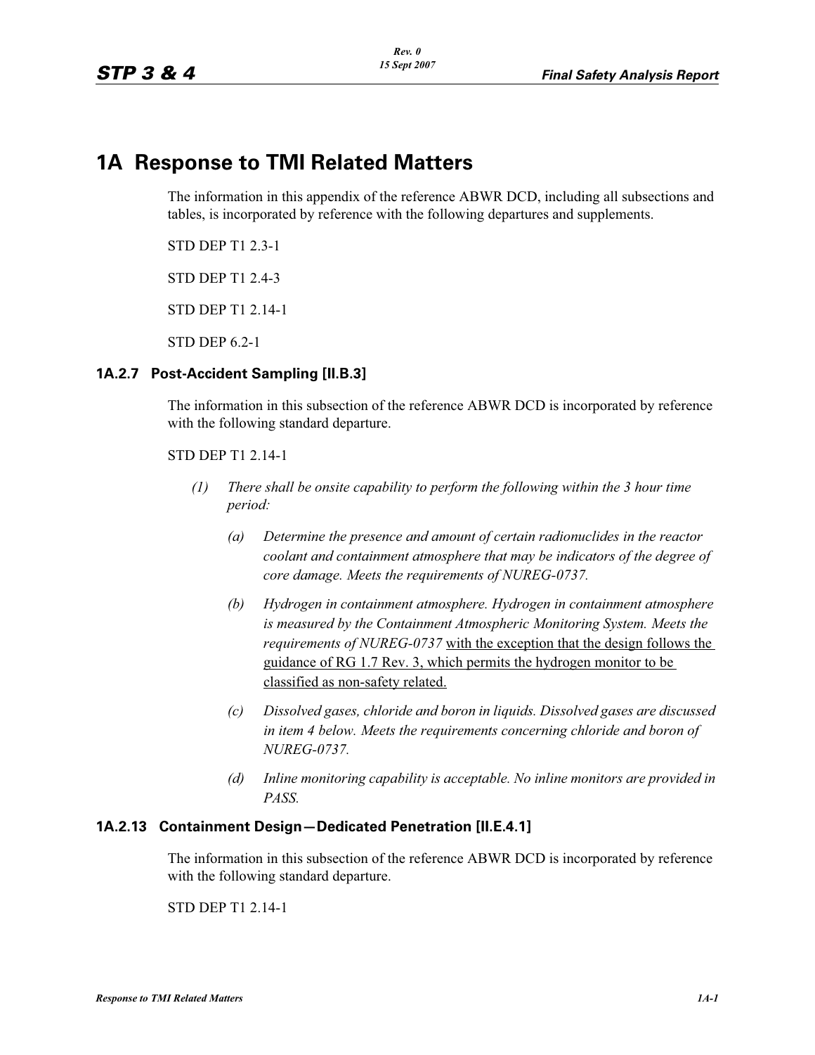# 1A Response to TMI Related Matters

The information in this appendix of the reference ABWR DCD, including all subsections and tables, is incorporated by reference with the following departures and supplements.

STD DEP T1 2.3-1

STD DEP T1 2.4-3

STD DEP T1 2.14-1

STD DEP 6.2-1

### 1A.2.7 Post-Accident Sampling [II.B.3]

The information in this subsection of the reference ABWR DCD is incorporated by reference with the following standard departure.

STD DEP T1 2.14-1

*(1) There shall be onsite capability to perform the following within the 3 hour time period:*

*(a) Determine the presence and amount of certain radionuclides in the reactor coolant and containment atmosphere that may be indicators of the degree of core damage. Meets the requirements of NUREG-0737.*

*(b) Hydrogen in containment atmosphere. Hydrogen in containment atmosphere is measured by the Containment Atmospheric Monitoring System. Meets the requirements of NUREG-0737* <u>with the exception that the design follows the guidance of RG 1.7 Rev. 3, which permits the hydrogen monitor to be classified as non-safety related.</u>

*(c) Dissolved gases, chloride and boron in liquids. Dissolved gases are discussed in item 4 below. Meets the requirements concerning chloride and boron of NUREG-0737.*

*(d) Inline monitoring capability is acceptable. No inline monitors are provided in PASS.*

### 1A.2.13 Containment Design—Dedicated Penetration [II.E.4.1]

The information in this subsection of the reference ABWR DCD is incorporated by reference with the following standard departure.

STD DEP T1 2.14-1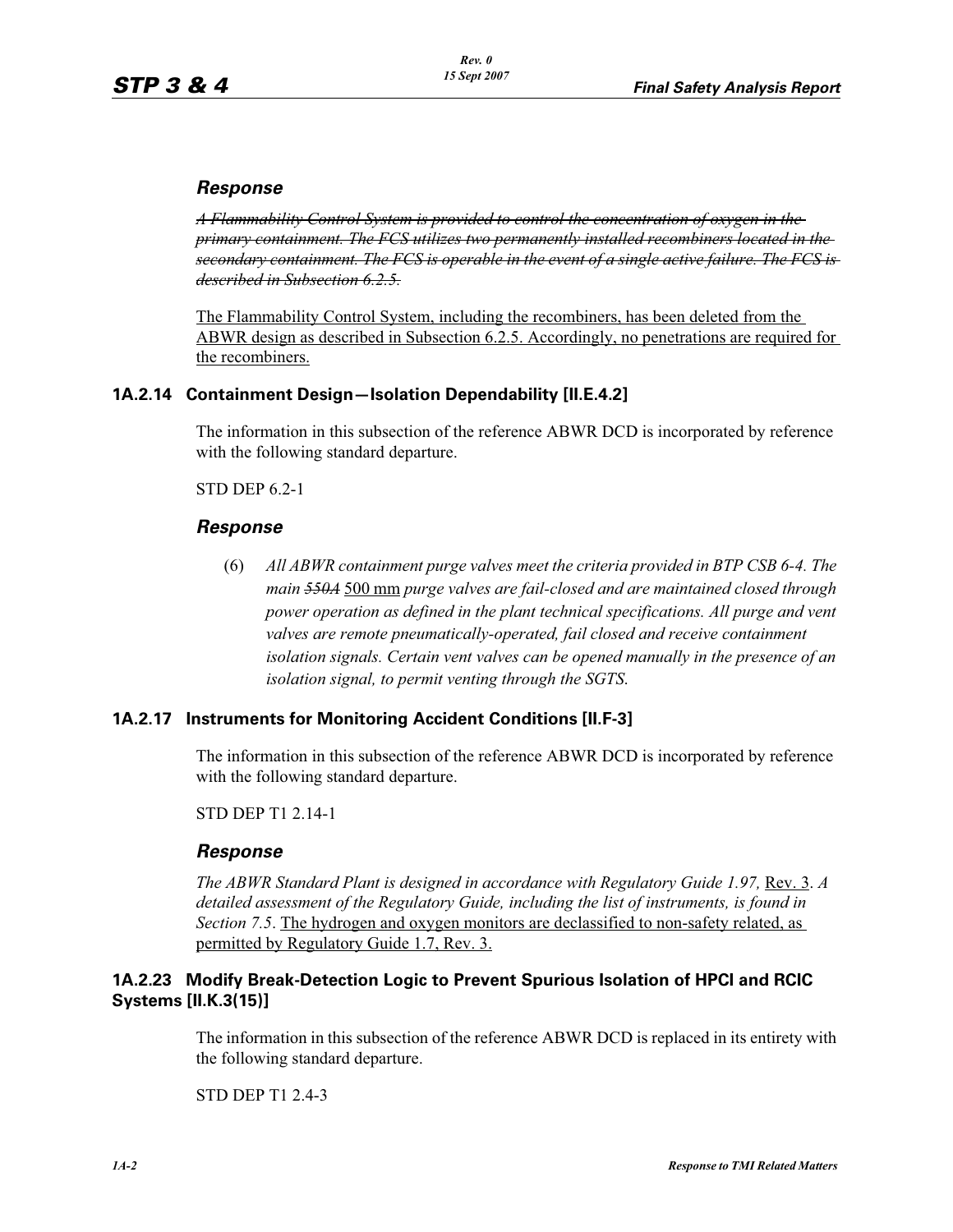### *Response*

~~*A Flammability Control System is provided to control the concentration of oxygen in the primary containment. The FCS utilizes two permanently installed recombiners located in the secondary containment. The FCS is operable in the event of a single active failure. The FCS is described in Subsection 6.2.5.*~~

<u>The Flammability Control System, including the recombiners, has been deleted from the ABWR design as described in Subsection 6.2.5. Accordingly, no penetrations are required for the recombiners.</u>

## 1A.2.14 Containment Design—Isolation Dependability [II.E.4.2]

The information in this subsection of the reference ABWR DCD is incorporated by reference with the following standard departure.

STD DEP 6.2-1

### *Response*

(6) *All ABWR containment purge valves meet the criteria provided in BTP CSB 6-4. The main* ~~*550A*~~ <u>500 mm</u> *purge valves are fail-closed and are maintained closed through power operation as defined in the plant technical specifications. All purge and vent valves are remote pneumatically-operated, fail closed and receive containment isolation signals. Certain vent valves can be opened manually in the presence of an isolation signal, to permit venting through the SGTS.*

## 1A.2.17 Instruments for Monitoring Accident Conditions [II.F-3]

The information in this subsection of the reference ABWR DCD is incorporated by reference with the following standard departure.

STD DEP T1 2.14-1

### *Response*

*The ABWR Standard Plant is designed in accordance with Regulatory Guide 1.97,* <u>Rev. 3</u>. *A detailed assessment of the Regulatory Guide, including the list of instruments, is found in Section 7.5*. <u>The hydrogen and oxygen monitors are declassified to non-safety related, as permitted by Regulatory Guide 1.7, Rev. 3.</u>

## 1A.2.23 Modify Break-Detection Logic to Prevent Spurious Isolation of HPCI and RCIC Systems [II.K.3(15)]

The information in this subsection of the reference ABWR DCD is replaced in its entirety with the following standard departure.

STD DEP T1 2.4-3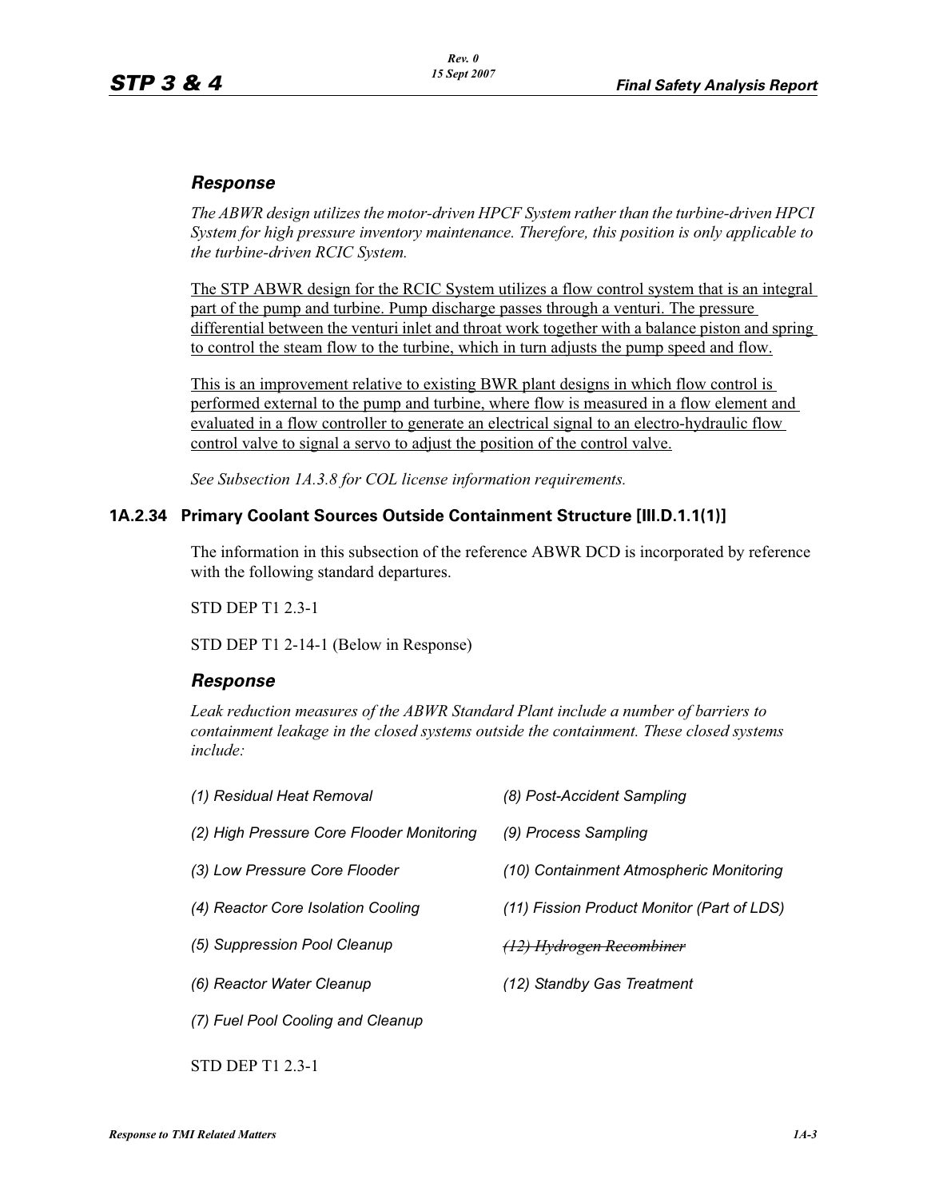### *Response*

*The ABWR design utilizes the motor-driven HPCF System rather than the turbine-driven HPCI System for high pressure inventory maintenance. Therefore, this position is only applicable to the turbine-driven RCIC System.*

<u>The STP ABWR design for the RCIC System utilizes a flow control system that is an integral part of the pump and turbine. Pump discharge passes through a venturi. The pressure differential between the venturi inlet and throat work together with a balance piston and spring to control the steam flow to the turbine, which in turn adjusts the pump speed and flow.</u>

<u>This is an improvement relative to existing BWR plant designs in which flow control is performed external to the pump and turbine, where flow is measured in a flow element and evaluated in a flow controller to generate an electrical signal to an electro-hydraulic flow control valve to signal a servo to adjust the position of the control valve.</u>

*See Subsection 1A.3.8 for COL license information requirements.*

## 1A.2.34 Primary Coolant Sources Outside Containment Structure [III.D.1.1(1)]

The information in this subsection of the reference ABWR DCD is incorporated by reference with the following standard departures.

STD DEP T1 2.3-1

STD DEP T1 2-14-1 (Below in Response)

### *Response*

*Leak reduction measures of the ABWR Standard Plant include a number of barriers to containment leakage in the closed systems outside the containment. These closed systems include:*

*(1) Residual Heat Removal*

*(2) High Pressure Core Flooder Monitoring*

*(3) Low Pressure Core Flooder*

*(4) Reactor Core Isolation Cooling*

*(5) Suppression Pool Cleanup*

*(6) Reactor Water Cleanup*

*(7) Fuel Pool Cooling and Cleanup*

*(8) Post-Accident Sampling*

*(9) Process Sampling*

*(10) Containment Atmospheric Monitoring*

*(11) Fission Product Monitor (Part of LDS)*

~~*(12) Hydrogen Recombiner*~~

*(12) Standby Gas Treatment*

STD DEP T1 2.3-1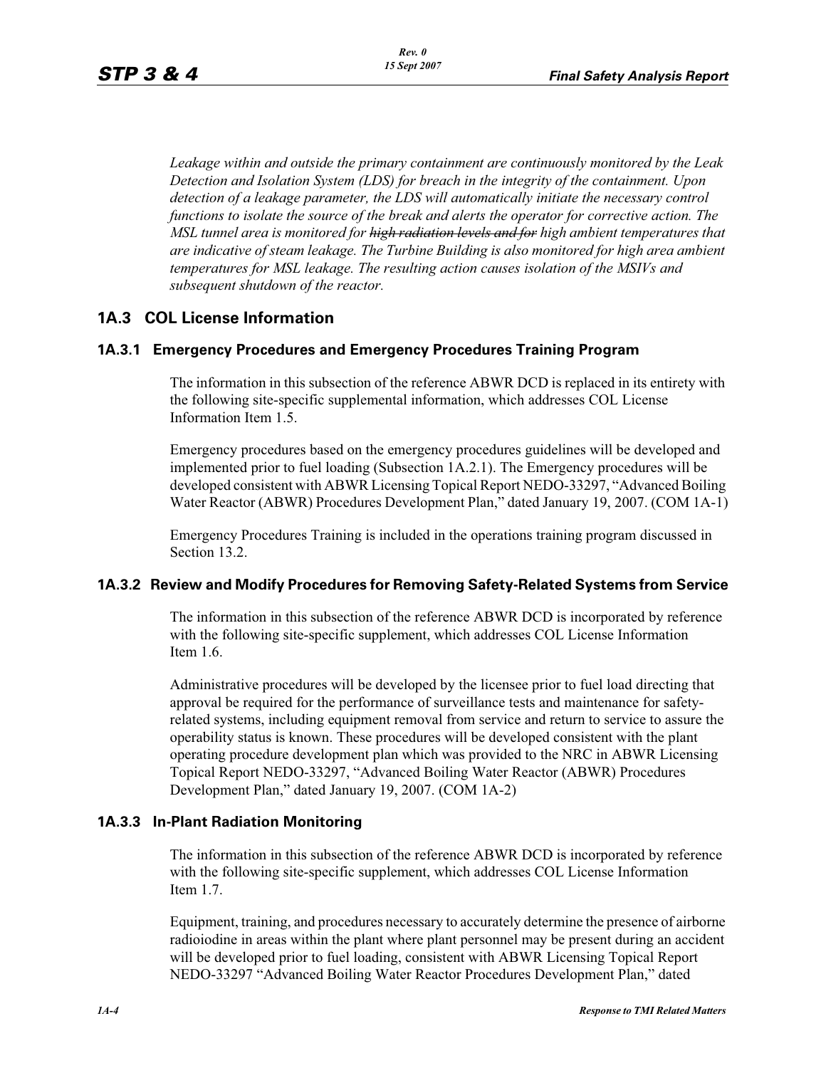*Leakage within and outside the primary containment are continuously monitored by the Leak Detection and Isolation System (LDS) for breach in the integrity of the containment. Upon detection of a leakage parameter, the LDS will automatically initiate the necessary control functions to isolate the source of the break and alerts the operator for corrective action. The MSL tunnel area is monitored for ~~high radiation levels and for~~ high ambient temperatures that are indicative of steam leakage. The Turbine Building is also monitored for high area ambient temperatures for MSL leakage. The resulting action causes isolation of the MSIVs and subsequent shutdown of the reactor.*

## 1A.3 COL License Information

### 1A.3.1 Emergency Procedures and Emergency Procedures Training Program

The information in this subsection of the reference ABWR DCD is replaced in its entirety with the following site-specific supplemental information, which addresses COL License Information Item 1.5.

Emergency procedures based on the emergency procedures guidelines will be developed and implemented prior to fuel loading (Subsection 1A.2.1). The Emergency procedures will be developed consistent with ABWR Licensing Topical Report NEDO-33297, "Advanced Boiling Water Reactor (ABWR) Procedures Development Plan," dated January 19, 2007. (COM 1A-1)

Emergency Procedures Training is included in the operations training program discussed in Section 13.2.

### 1A.3.2 Review and Modify Procedures for Removing Safety-Related Systems from Service

The information in this subsection of the reference ABWR DCD is incorporated by reference with the following site-specific supplement, which addresses COL License Information Item 1.6.

Administrative procedures will be developed by the licensee prior to fuel load directing that approval be required for the performance of surveillance tests and maintenance for safety-related systems, including equipment removal from service and return to service to assure the operability status is known. These procedures will be developed consistent with the plant operating procedure development plan which was provided to the NRC in ABWR Licensing Topical Report NEDO-33297, "Advanced Boiling Water Reactor (ABWR) Procedures Development Plan," dated January 19, 2007. (COM 1A-2)

### 1A.3.3 In-Plant Radiation Monitoring

The information in this subsection of the reference ABWR DCD is incorporated by reference with the following site-specific supplement, which addresses COL License Information Item 1.7.

Equipment, training, and procedures necessary to accurately determine the presence of airborne radioiodine in areas within the plant where plant personnel may be present during an accident will be developed prior to fuel loading, consistent with ABWR Licensing Topical Report NEDO-33297 "Advanced Boiling Water Reactor Procedures Development Plan," dated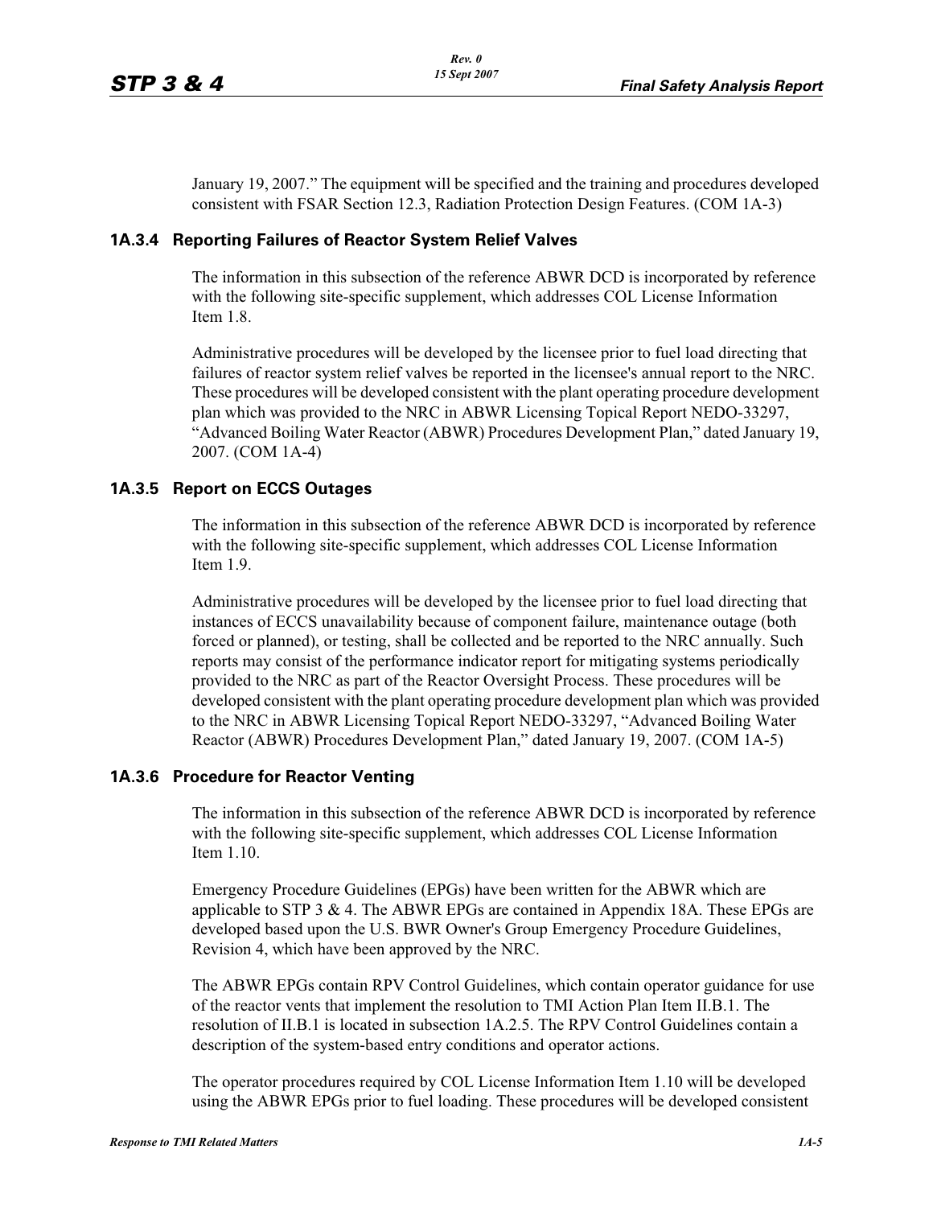January 19, 2007." The equipment will be specified and the training and procedures developed consistent with FSAR Section 12.3, Radiation Protection Design Features. (COM 1A-3)

### 1A.3.4 Reporting Failures of Reactor System Relief Valves

The information in this subsection of the reference ABWR DCD is incorporated by reference with the following site-specific supplement, which addresses COL License Information Item 1.8.

Administrative procedures will be developed by the licensee prior to fuel load directing that failures of reactor system relief valves be reported in the licensee's annual report to the NRC. These procedures will be developed consistent with the plant operating procedure development plan which was provided to the NRC in ABWR Licensing Topical Report NEDO-33297, "Advanced Boiling Water Reactor (ABWR) Procedures Development Plan," dated January 19, 2007. (COM 1A-4)

### 1A.3.5 Report on ECCS Outages

The information in this subsection of the reference ABWR DCD is incorporated by reference with the following site-specific supplement, which addresses COL License Information Item 1.9.

Administrative procedures will be developed by the licensee prior to fuel load directing that instances of ECCS unavailability because of component failure, maintenance outage (both forced or planned), or testing, shall be collected and be reported to the NRC annually. Such reports may consist of the performance indicator report for mitigating systems periodically provided to the NRC as part of the Reactor Oversight Process. These procedures will be developed consistent with the plant operating procedure development plan which was provided to the NRC in ABWR Licensing Topical Report NEDO-33297, "Advanced Boiling Water Reactor (ABWR) Procedures Development Plan," dated January 19, 2007. (COM 1A-5)

### 1A.3.6 Procedure for Reactor Venting

The information in this subsection of the reference ABWR DCD is incorporated by reference with the following site-specific supplement, which addresses COL License Information Item 1.10.

Emergency Procedure Guidelines (EPGs) have been written for the ABWR which are applicable to STP 3 & 4. The ABWR EPGs are contained in Appendix 18A. These EPGs are developed based upon the U.S. BWR Owner's Group Emergency Procedure Guidelines, Revision 4, which have been approved by the NRC.

The ABWR EPGs contain RPV Control Guidelines, which contain operator guidance for use of the reactor vents that implement the resolution to TMI Action Plan Item II.B.1. The resolution of II.B.1 is located in subsection 1A.2.5. The RPV Control Guidelines contain a description of the system-based entry conditions and operator actions.

The operator procedures required by COL License Information Item 1.10 will be developed using the ABWR EPGs prior to fuel loading. These procedures will be developed consistent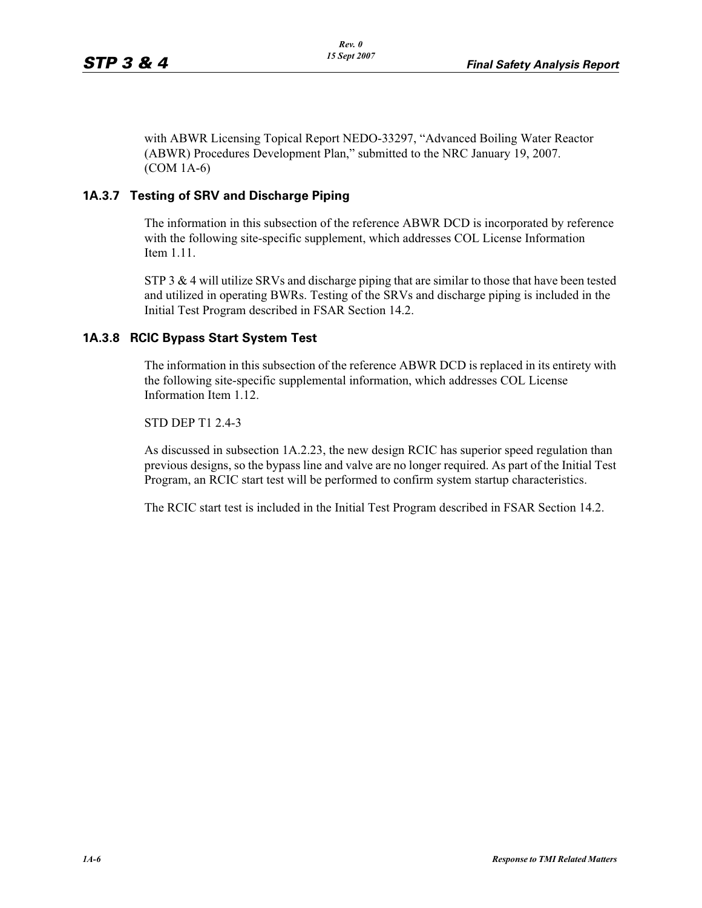with ABWR Licensing Topical Report NEDO-33297, “Advanced Boiling Water Reactor (ABWR) Procedures Development Plan,” submitted to the NRC January 19, 2007. (COM 1A-6)

### 1A.3.7 Testing of SRV and Discharge Piping

The information in this subsection of the reference ABWR DCD is incorporated by reference with the following site-specific supplement, which addresses COL License Information Item 1.11.

STP 3 & 4 will utilize SRVs and discharge piping that are similar to those that have been tested and utilized in operating BWRs. Testing of the SRVs and discharge piping is included in the Initial Test Program described in FSAR Section 14.2.

### 1A.3.8 RCIC Bypass Start System Test

The information in this subsection of the reference ABWR DCD is replaced in its entirety with the following site-specific supplemental information, which addresses COL License Information Item 1.12.

STD DEP T1 2.4-3

As discussed in subsection 1A.2.23, the new design RCIC has superior speed regulation than previous designs, so the bypass line and valve are no longer required. As part of the Initial Test Program, an RCIC start test will be performed to confirm system startup characteristics.

The RCIC start test is included in the Initial Test Program described in FSAR Section 14.2.